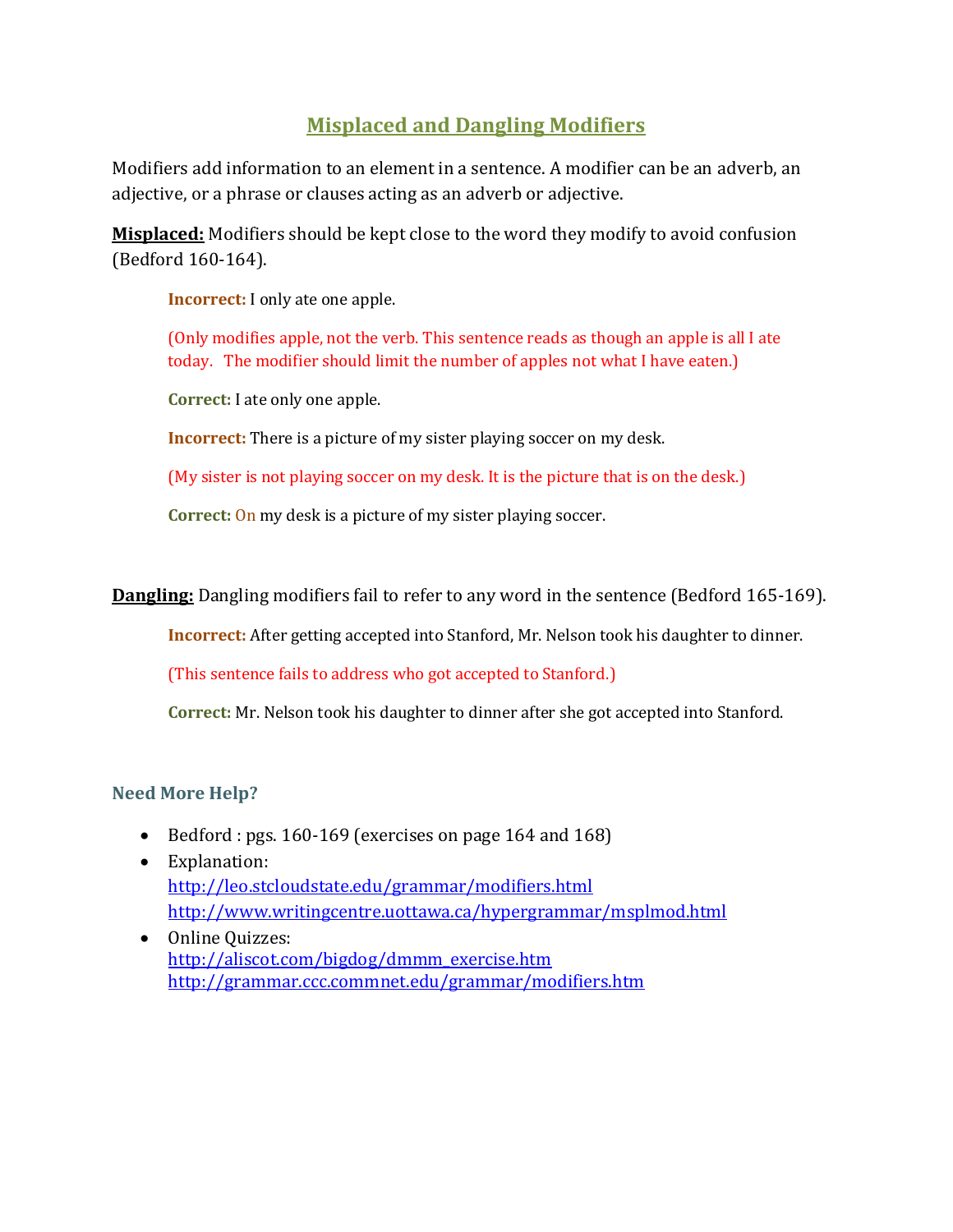# Misplaced and Dangling Modifiers

Modifiers add information to an element in a sentence. A modifier can be an adverb, an adjective, or a phrase or clauses acting as an adverb or adjective.

**Misplaced:** Modifiers should be kept close to the word they modify to avoid confusion (Bedford 160-164).

> **Incorrect:** I only ate one apple.
>
> (Only modifies apple, not the verb. This sentence reads as though an apple is all I ate today. The modifier should limit the number of apples not what I have eaten.)
>
> **Correct:** I ate only one apple.
>
> **Incorrect:** There is a picture of my sister playing soccer on my desk.
>
> (My sister is not playing soccer on my desk. It is the picture that is on the desk.)
>
> **Correct:** On my desk is a picture of my sister playing soccer.

**Dangling:** Dangling modifiers fail to refer to any word in the sentence (Bedford 165-169).

> **Incorrect:** After getting accepted into Stanford, Mr. Nelson took his daughter to dinner.
>
> (This sentence fails to address who got accepted to Stanford.)
>
> **Correct:** Mr. Nelson took his daughter to dinner after she got accepted into Stanford.

### Need More Help?

- Bedford : pgs. 160-169 (exercises on page 164 and 168)
- Explanation:
  http://leo.stcloudstate.edu/grammar/modifiers.html
  http://www.writingcentre.uottawa.ca/hypergrammar/msplmod.html
- Online Quizzes:
  http://aliscot.com/bigdog/dmmm_exercise.htm
  http://grammar.ccc.commnet.edu/grammar/modifiers.htm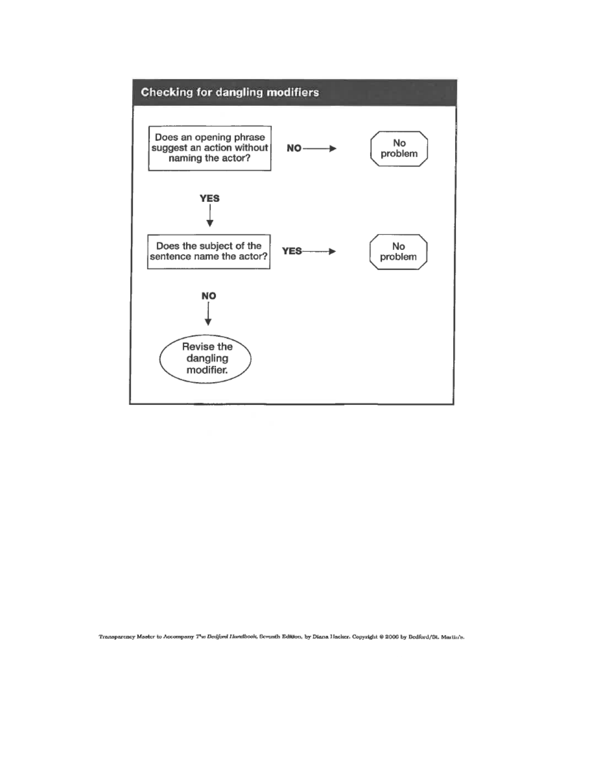## Checking for dangling modifiers

**Does an opening phrase suggest an action without naming the actor?**

- **NO** → No problem
- **YES** → **Does the subject of the sentence name the actor?**
  - **YES** → No problem
  - **NO** → Revise the dangling modifier.

Transparency Master to Accompany *The Bedford Handbook*, Seventh Edition, by Diana Hacker. Copyright © 2006 by Bedford/St. Martin's.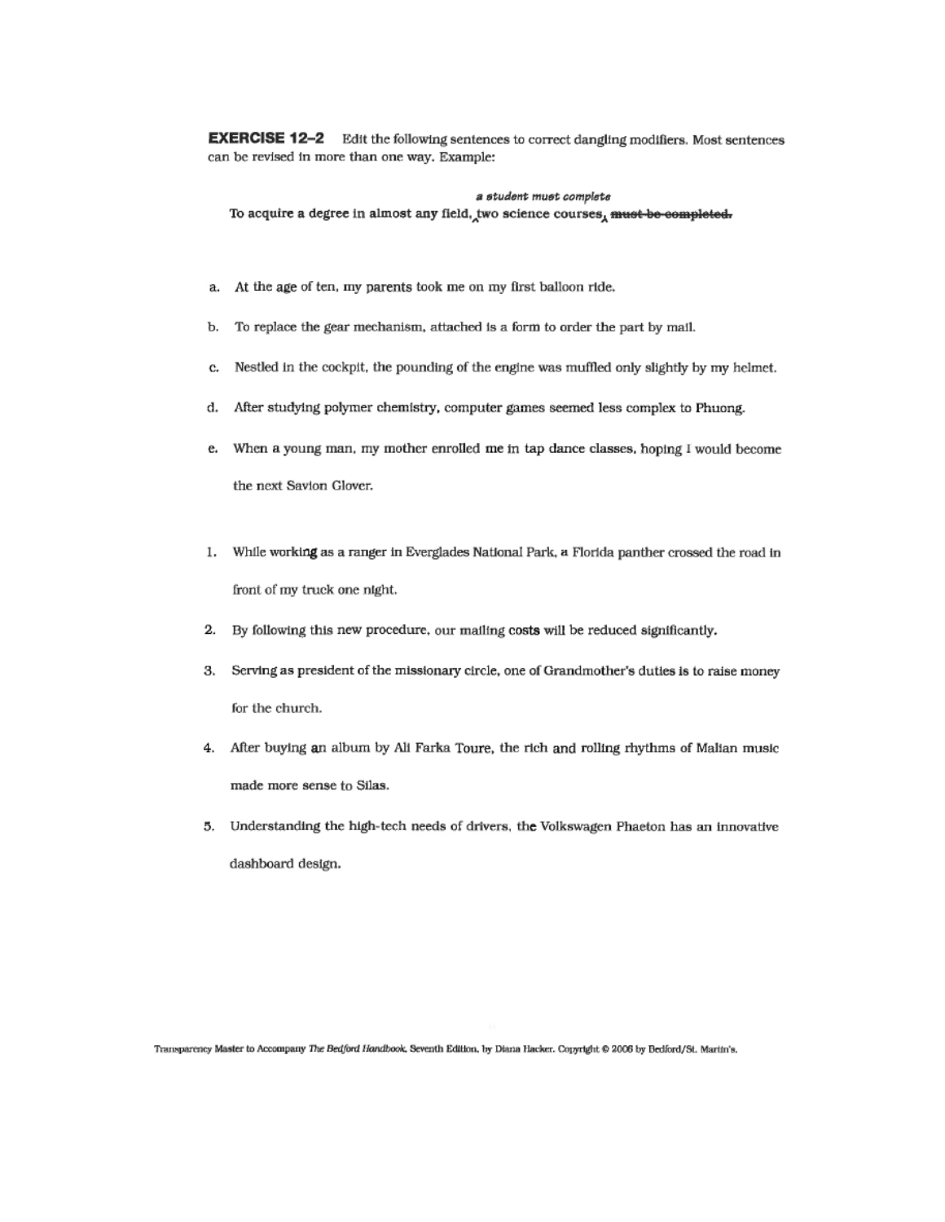**EXERCISE 12–2** Edit the following sentences to correct dangling modifiers. Most sentences can be revised in more than one way. Example:

*a student must complete*

To acquire a degree in almost any field, ^ two science courses ^ ~~must be completed.~~

a. At the age of ten, my parents took me on my first balloon ride.

b. To replace the gear mechanism, attached is a form to order the part by mail.

c. Nestled in the cockpit, the pounding of the engine was muffled only slightly by my helmet.

d. After studying polymer chemistry, computer games seemed less complex to Phuong.

e. When a young man, my mother enrolled me in tap dance classes, hoping I would become the next Savion Glover.

1. While working as a ranger in Everglades National Park, a Florida panther crossed the road in front of my truck one night.

2. By following this new procedure, our mailing costs will be reduced significantly.

3. Serving as president of the missionary circle, one of Grandmother's duties is to raise money for the church.

4. After buying an album by Ali Farka Toure, the rich and rolling rhythms of Malian music made more sense to Silas.

5. Understanding the high-tech needs of drivers, the Volkswagen Phaeton has an innovative dashboard design.

Transparency Master to Accompany *The Bedford Handbook*, Seventh Edition, by Diana Hacker. Copyright © 2006 by Bedford/St. Martin's.